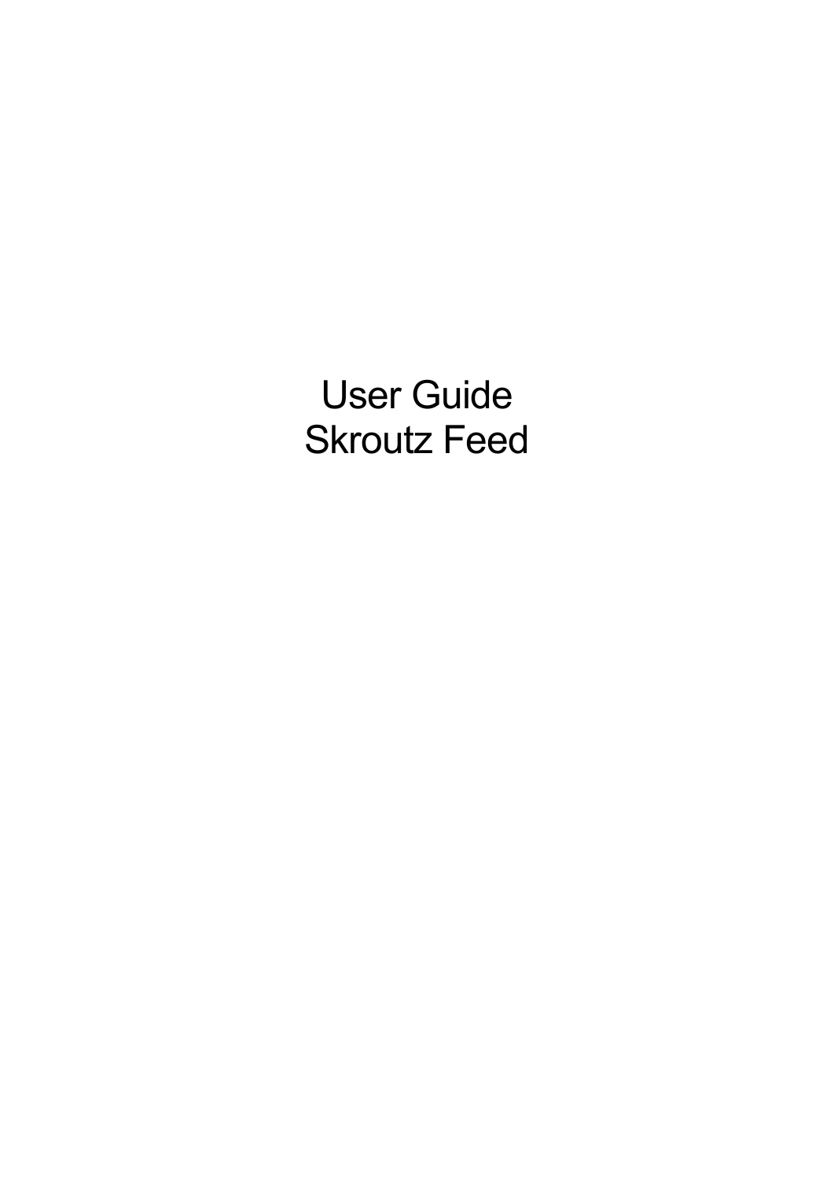# User Guide
# Skroutz Feed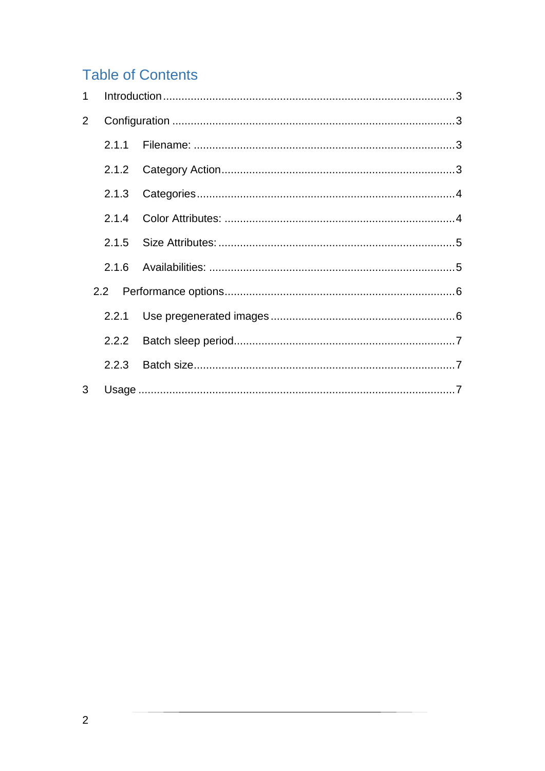# Table of Contents

1 Introduction .......... 3

2 Configuration .......... 3

- 2.1.1 Filename: .......... 3
- 2.1.2 Category Action .......... 3
- 2.1.3 Categories .......... 4
- 2.1.4 Color Attributes: .......... 4
- 2.1.5 Size Attributes: .......... 5
- 2.1.6 Availabilities: .......... 5

2.2 Performance options .......... 6

- 2.2.1 Use pregenerated images .......... 6
- 2.2.2 Batch sleep period .......... 7
- 2.2.3 Batch size .......... 7

3 Usage .......... 7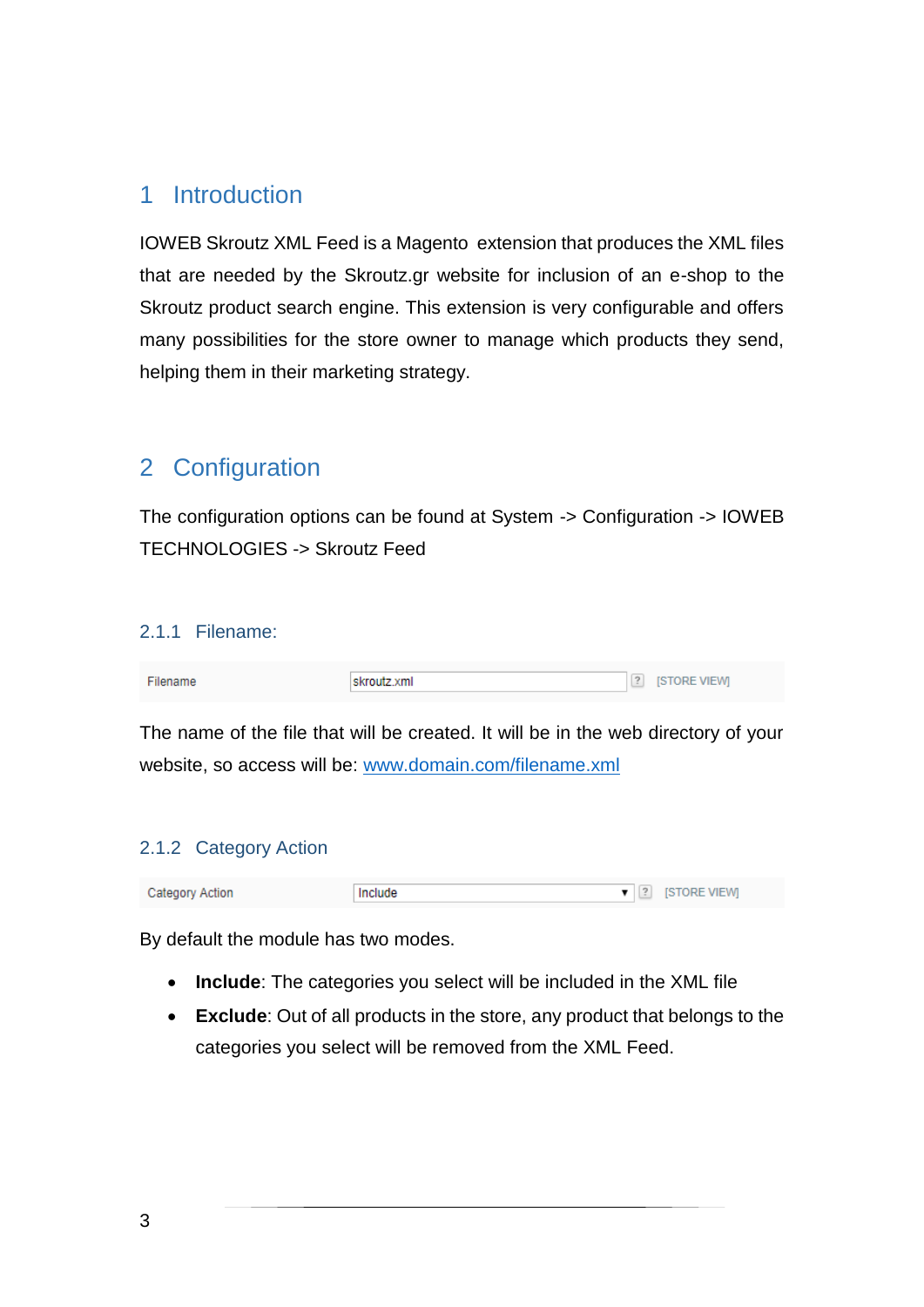# 1 Introduction

IOWEB Skroutz XML Feed is a Magento extension that produces the XML files that are needed by the Skroutz.gr website for inclusion of an e-shop to the Skroutz product search engine. This extension is very configurable and offers many possibilities for the store owner to manage which products they send, helping them in their marketing strategy.

# 2 Configuration

The configuration options can be found at System -> Configuration -> IOWEB TECHNOLOGIES -> Skroutz Feed

### 2.1.1 Filename:

| Filename | skroutz.xml | [STORE VIEW] |
| --- | --- | --- |

The name of the file that will be created. It will be in the web directory of your website, so access will be: [www.domain.com/filename.xml](www.domain.com/filename.xml)

### 2.1.2 Category Action

| Category Action | Include | [STORE VIEW] |
| --- | --- | --- |

By default the module has two modes.

- **Include**: The categories you select will be included in the XML file
- **Exclude**: Out of all products in the store, any product that belongs to the categories you select will be removed from the XML Feed.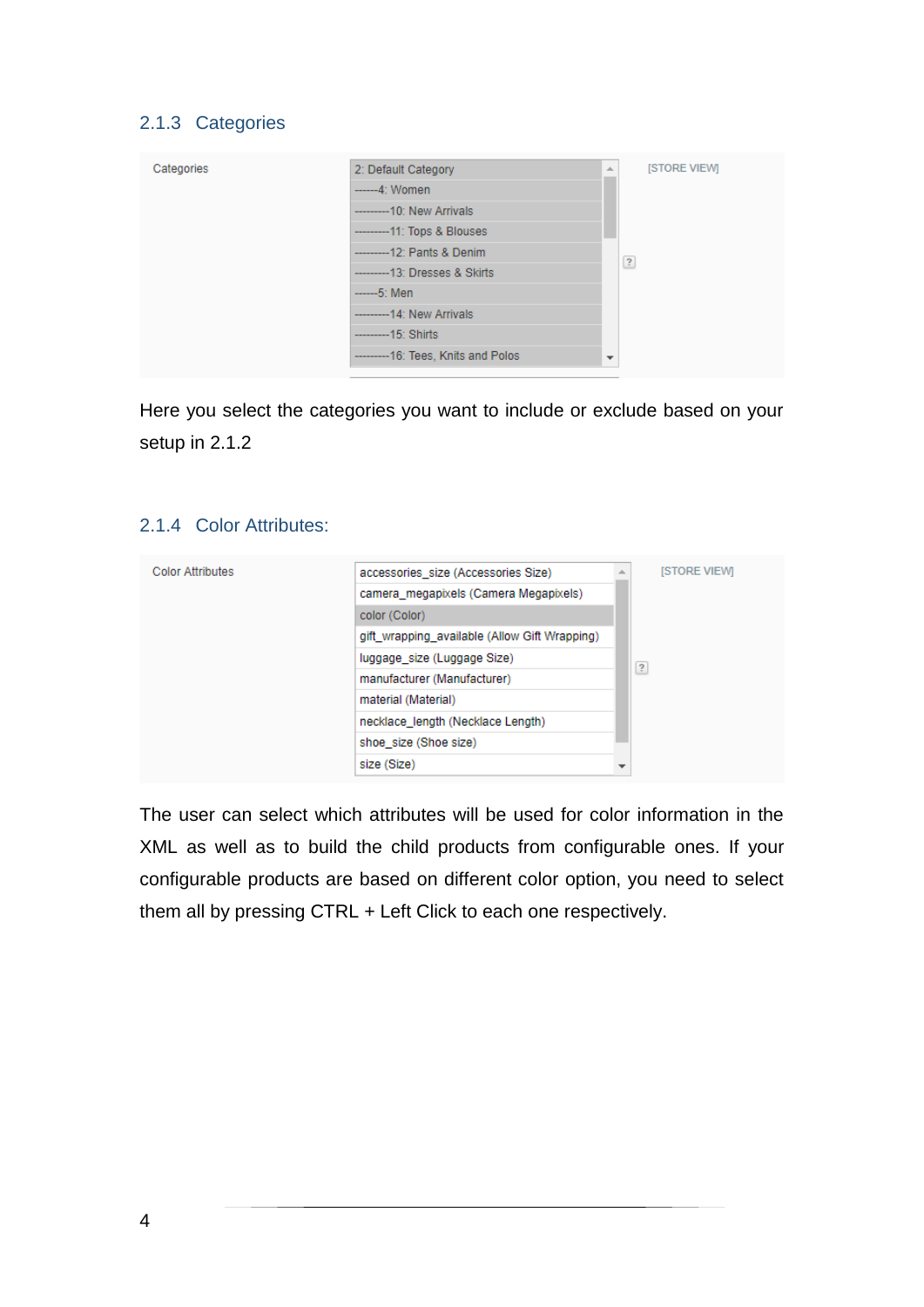### 2.1.3 Categories

Categories

2: Default Category
------4: Women
---------10: New Arrivals
---------11: Tops & Blouses
---------12: Pants & Denim
---------13: Dresses & Skirts
------5: Men
---------14: New Arrivals
---------15: Shirts
---------16: Tees, Knits and Polos

[STORE VIEW]

Here you select the categories you want to include or exclude based on your setup in 2.1.2

### 2.1.4 Color Attributes:

Color Attributes

accessories_size (Accessories Size)
camera_megapixels (Camera Megapixels)
color (Color)
gift_wrapping_available (Allow Gift Wrapping)
luggage_size (Luggage Size)
manufacturer (Manufacturer)
material (Material)
necklace_length (Necklace Length)
shoe_size (Shoe size)
size (Size)

[STORE VIEW]

The user can select which attributes will be used for color information in the XML as well as to build the child products from configurable ones. If your configurable products are based on different color option, you need to select them all by pressing CTRL + Left Click to each one respectively.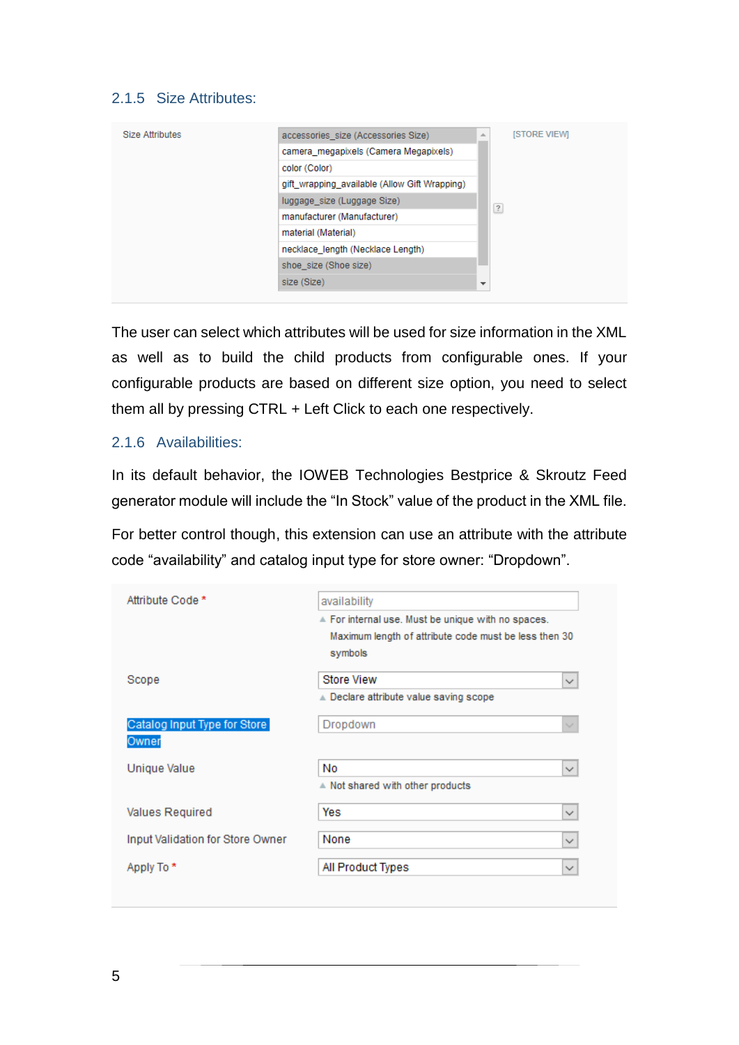### 2.1.5 Size Attributes:

| Size Attributes | accessories_size (Accessories Size)<br>camera_megapixels (Camera Megapixels)<br>color (Color)<br>gift_wrapping_available (Allow Gift Wrapping)<br>luggage_size (Luggage Size)<br>manufacturer (Manufacturer)<br>material (Material)<br>necklace_length (Necklace Length)<br>shoe_size (Shoe size)<br>size (Size) | [STORE VIEW] |
|---|---|---|

The user can select which attributes will be used for size information in the XML as well as to build the child products from configurable ones. If your configurable products are based on different size option, you need to select them all by pressing CTRL + Left Click to each one respectively.

### 2.1.6 Availabilities:

In its default behavior, the IOWEB Technologies Bestprice & Skroutz Feed generator module will include the “In Stock” value of the product in the XML file.

For better control though, this extension can use an attribute with the attribute code “availability” and catalog input type for store owner: “Dropdown”.

| Field | Value |
|---|---|
| Attribute Code * | availability<br>For internal use. Must be unique with no spaces. Maximum length of attribute code must be less then 30 symbols |
| Scope | Store View<br>Declare attribute value saving scope |
| Catalog Input Type for Store Owner | Dropdown |
| Unique Value | No<br>Not shared with other products |
| Values Required | Yes |
| Input Validation for Store Owner | None |
| Apply To * | All Product Types |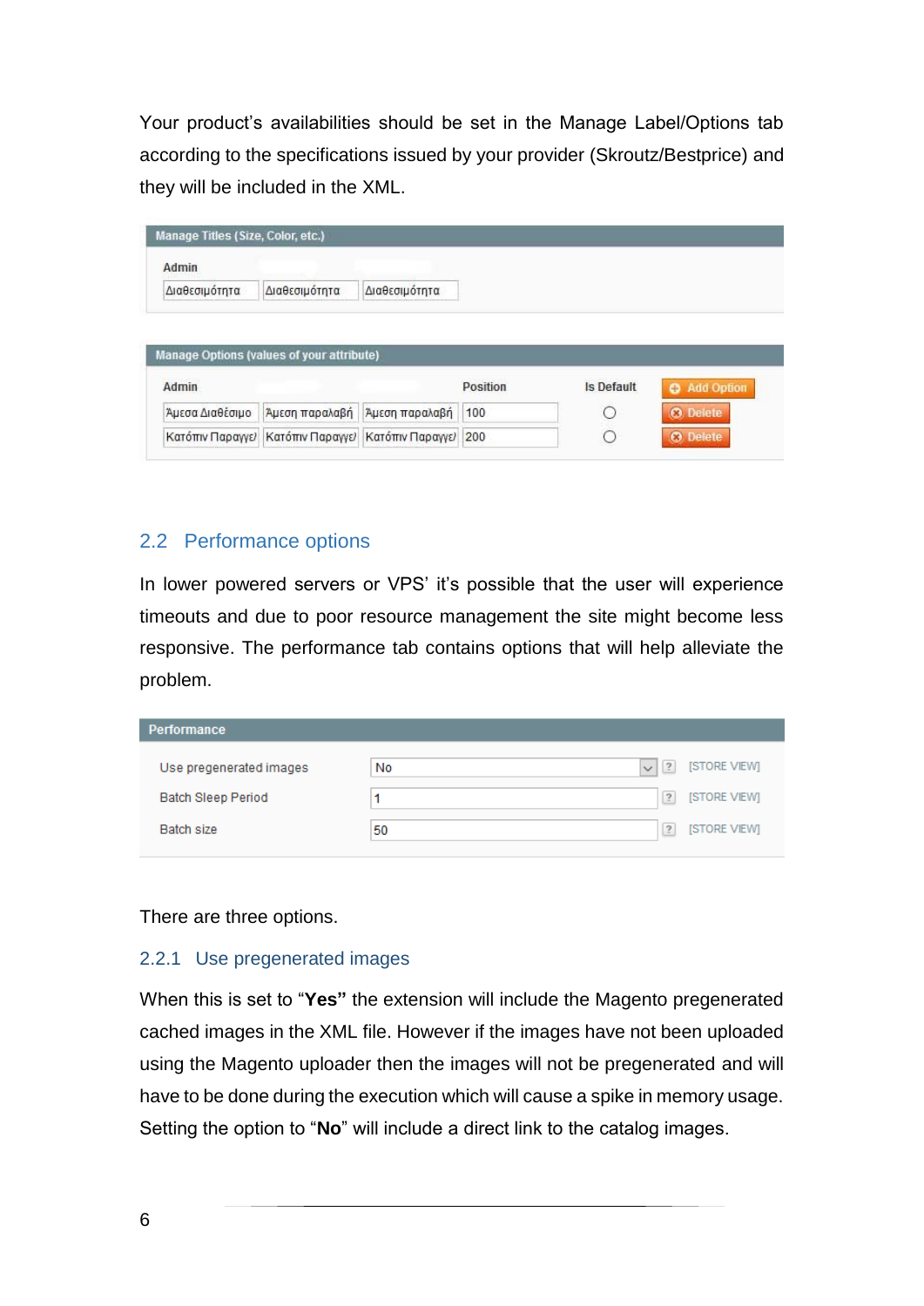Your product's availabilities should be set in the Manage Label/Options tab according to the specifications issued by your provider (Skroutz/Bestprice) and they will be included in the XML.

| Manage Titles (Size, Color, etc.) | | |
|---|---|---|
| Admin | | |
| Διαθεσιμότητα | Διαθεσιμότητα | Διαθεσιμότητα |

| Manage Options (values of your attribute) | | | | | |
|---|---|---|---|---|---|
| Admin | | | Position | Is Default | Add Option |
| Άμεσα Διαθέσιμο | Άμεση παραλαβή | Άμεση παραλαβή | 100 | ○ | Delete |
| Κατόπιν Παραγγε | Κατόπιν Παραγγε | Κατόπιν Παραγγε | 200 | ○ | Delete |

## 2.2 Performance options

In lower powered servers or VPS' it's possible that the user will experience timeouts and due to poor resource management the site might become less responsive. The performance tab contains options that will help alleviate the problem.

| Performance | | |
|---|---|---|
| Use pregenerated images | No | [STORE VIEW] |
| Batch Sleep Period | 1 | [STORE VIEW] |
| Batch size | 50 | [STORE VIEW] |

There are three options.

### 2.2.1 Use pregenerated images

When this is set to "**Yes"** the extension will include the Magento pregenerated cached images in the XML file. However if the images have not been uploaded using the Magento uploader then the images will not be pregenerated and will have to be done during the execution which will cause a spike in memory usage. Setting the option to "**No**" will include a direct link to the catalog images.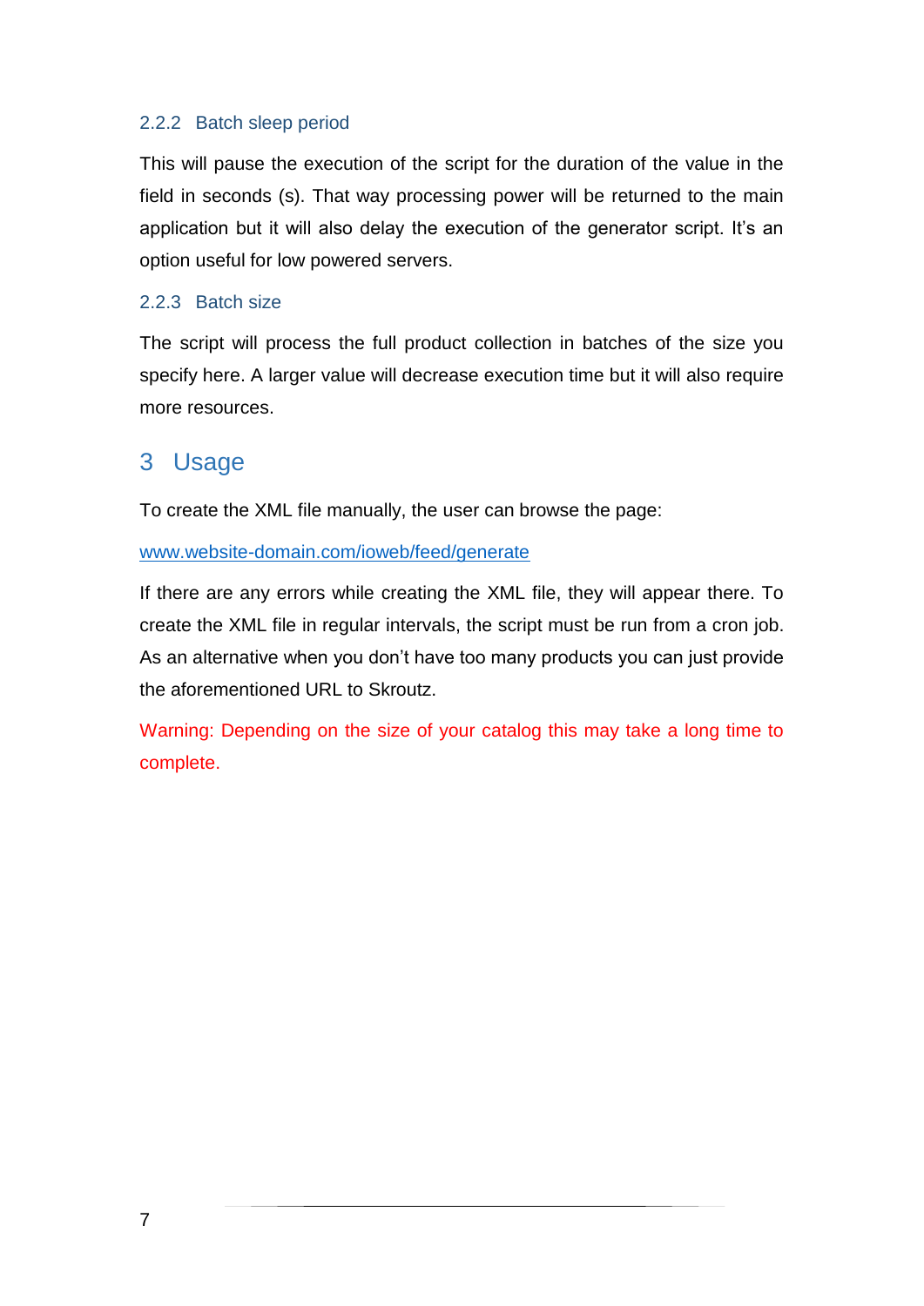### 2.2.2 Batch sleep period

This will pause the execution of the script for the duration of the value in the field in seconds (s). That way processing power will be returned to the main application but it will also delay the execution of the generator script. It's an option useful for low powered servers.

### 2.2.3 Batch size

The script will process the full product collection in batches of the size you specify here. A larger value will decrease execution time but it will also require more resources.

## 3 Usage

To create the XML file manually, the user can browse the page:

[www.website-domain.com/ioweb/feed/generate](www.website-domain.com/ioweb/feed/generate)

If there are any errors while creating the XML file, they will appear there. To create the XML file in regular intervals, the script must be run from a cron job. As an alternative when you don't have too many products you can just provide the aforementioned URL to Skroutz.

Warning: Depending on the size of your catalog this may take a long time to complete.